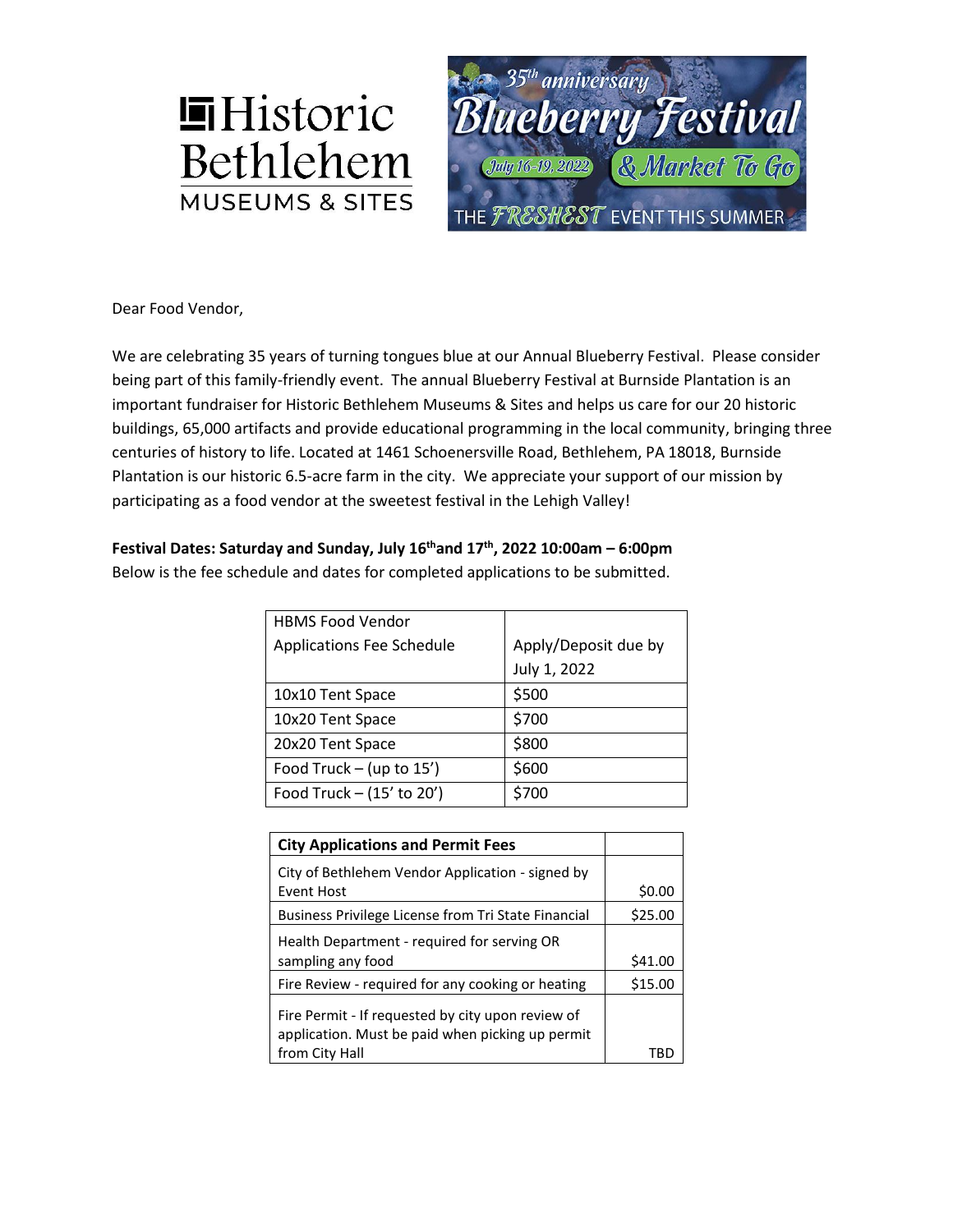Historic Bethlehem

MUSEUMS & SITES

35th anniversary

Blueberry Festival

July 16-19, 2022 & Market To Go

THE FRESHEST EVENT THIS SUMMER

Dear Food Vendor,

We are celebrating 35 years of turning tongues blue at our Annual Blueberry Festival. Please consider being part of this family-friendly event. The annual Blueberry Festival at Burnside Plantation is an important fundraiser for Historic Bethlehem Museums & Sites and helps us care for our 20 historic buildings, 65,000 artifacts and provide educational programming in the local community, bringing three centuries of history to life. Located at 1461 Schoenersville Road, Bethlehem, PA 18018, Burnside Plantation is our historic 6.5-acre farm in the city. We appreciate your support of our mission by participating as a food vendor at the sweetest festival in the Lehigh Valley!

**Festival Dates: Saturday and Sunday, July 16th and 17th, 2022 10:00am – 6:00pm**

Below is the fee schedule and dates for completed applications to be submitted.

| HBMS Food Vendor Applications Fee Schedule | Apply/Deposit due by July 1, 2022 |
|---|---|
| 10x10 Tent Space | $500 |
| 10x20 Tent Space | $700 |
| 20x20 Tent Space | $800 |
| Food Truck – (up to 15') | $600 |
| Food Truck – (15' to 20') | $700 |

| **City Applications and Permit Fees** | |
|---|---|
| City of Bethlehem Vendor Application - signed by Event Host | $0.00 |
| Business Privilege License from Tri State Financial | $25.00 |
| Health Department - required for serving OR sampling any food | $41.00 |
| Fire Review - required for any cooking or heating | $15.00 |
| Fire Permit - If requested by city upon review of application. Must be paid when picking up permit from City Hall | TBD |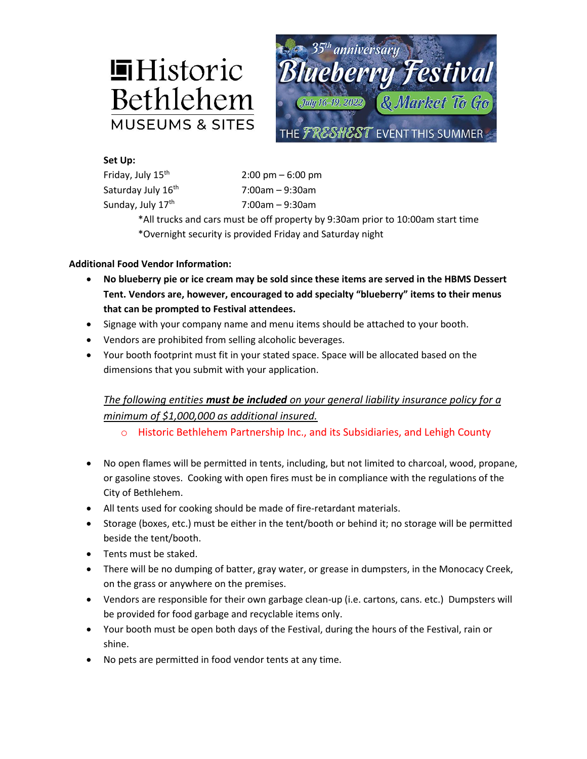Historic Bethlehem MUSEUMS & SITES

35th anniversary Blueberry Festival July 16-19, 2022 & Market To Go THE FRESHEST EVENT THIS SUMMER

**Set Up:**

| | |
|---|---|
| Friday, July 15th | 2:00 pm – 6:00 pm |
| Saturday July 16th | 7:00am – 9:30am |
| Sunday, July 17th | 7:00am – 9:30am |

*All trucks and cars must be off property by 9:30am prior to 10:00am start time
*Overnight security is provided Friday and Saturday night

**Additional Food Vendor Information:**

- **No blueberry pie or ice cream may be sold since these items are served in the HBMS Dessert Tent. Vendors are, however, encouraged to add specialty "blueberry" items to their menus that can be prompted to Festival attendees.**
- Signage with your company name and menu items should be attached to your booth.
- Vendors are prohibited from selling alcoholic beverages.
- Your booth footprint must fit in your stated space. Space will be allocated based on the dimensions that you submit with your application.

*The following entities **must be included** on your general liability insurance policy for a minimum of $1,000,000 as additional insured.*

- Historic Bethlehem Partnership Inc., and its Subsidiaries, and Lehigh County

- No open flames will be permitted in tents, including, but not limited to charcoal, wood, propane, or gasoline stoves. Cooking with open fires must be in compliance with the regulations of the City of Bethlehem.
- All tents used for cooking should be made of fire-retardant materials.
- Storage (boxes, etc.) must be either in the tent/booth or behind it; no storage will be permitted beside the tent/booth.
- Tents must be staked.
- There will be no dumping of batter, gray water, or grease in dumpsters, in the Monocacy Creek, on the grass or anywhere on the premises.
- Vendors are responsible for their own garbage clean-up (i.e. cartons, cans. etc.) Dumpsters will be provided for food garbage and recyclable items only.
- Your booth must be open both days of the Festival, during the hours of the Festival, rain or shine.
- No pets are permitted in food vendor tents at any time.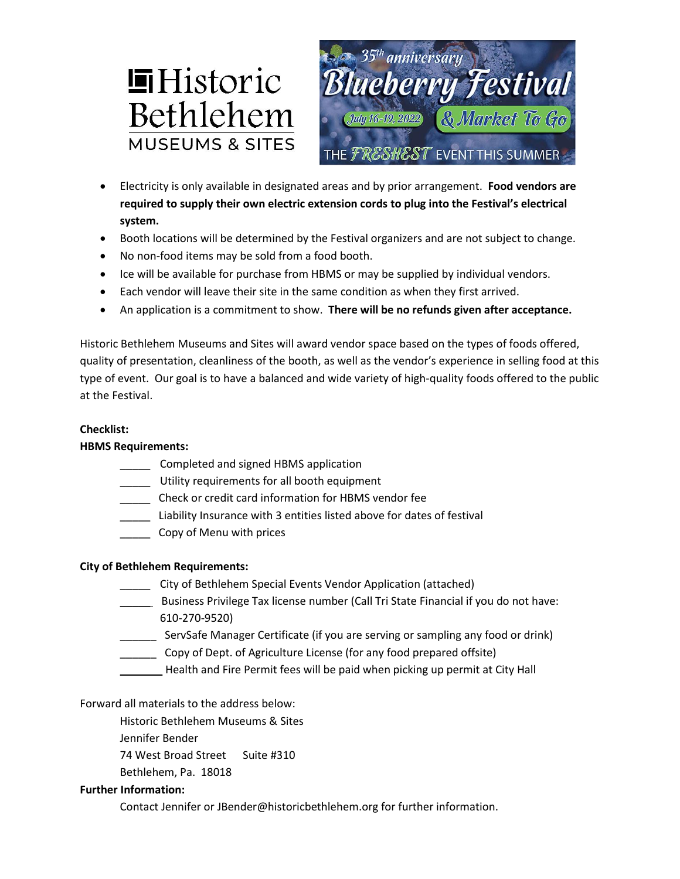Historic Bethlehem MUSEUMS & SITES

35th anniversary Blueberry Festival July 16-19, 2022 & Market To Go THE FRESHEST EVENT THIS SUMMER

- Electricity is only available in designated areas and by prior arrangement. **Food vendors are required to supply their own electric extension cords to plug into the Festival's electrical system.**
- Booth locations will be determined by the Festival organizers and are not subject to change.
- No non-food items may be sold from a food booth.
- Ice will be available for purchase from HBMS or may be supplied by individual vendors.
- Each vendor will leave their site in the same condition as when they first arrived.
- An application is a commitment to show. **There will be no refunds given after acceptance.**

Historic Bethlehem Museums and Sites will award vendor space based on the types of foods offered, quality of presentation, cleanliness of the booth, as well as the vendor's experience in selling food at this type of event. Our goal is to have a balanced and wide variety of high-quality foods offered to the public at the Festival.

**Checklist:**

**HBMS Requirements:**

_____ Completed and signed HBMS application

_____ Utility requirements for all booth equipment

_____ Check or credit card information for HBMS vendor fee

_____ Liability Insurance with 3 entities listed above for dates of festival

_____ Copy of Menu with prices

**City of Bethlehem Requirements:**

_____ City of Bethlehem Special Events Vendor Application (attached)

_____ Business Privilege Tax license number (Call Tri State Financial if you do not have: 610-270-9520)

______ ServSafe Manager Certificate (if you are serving or sampling any food or drink)

______ Copy of Dept. of Agriculture License (for any food prepared offsite)

_______ Health and Fire Permit fees will be paid when picking up permit at City Hall

Forward all materials to the address below:

Historic Bethlehem Museums & Sites
Jennifer Bender
74 West Broad Street Suite #310
Bethlehem, Pa. 18018

**Further Information:**

Contact Jennifer or JBender@historicbethlehem.org for further information.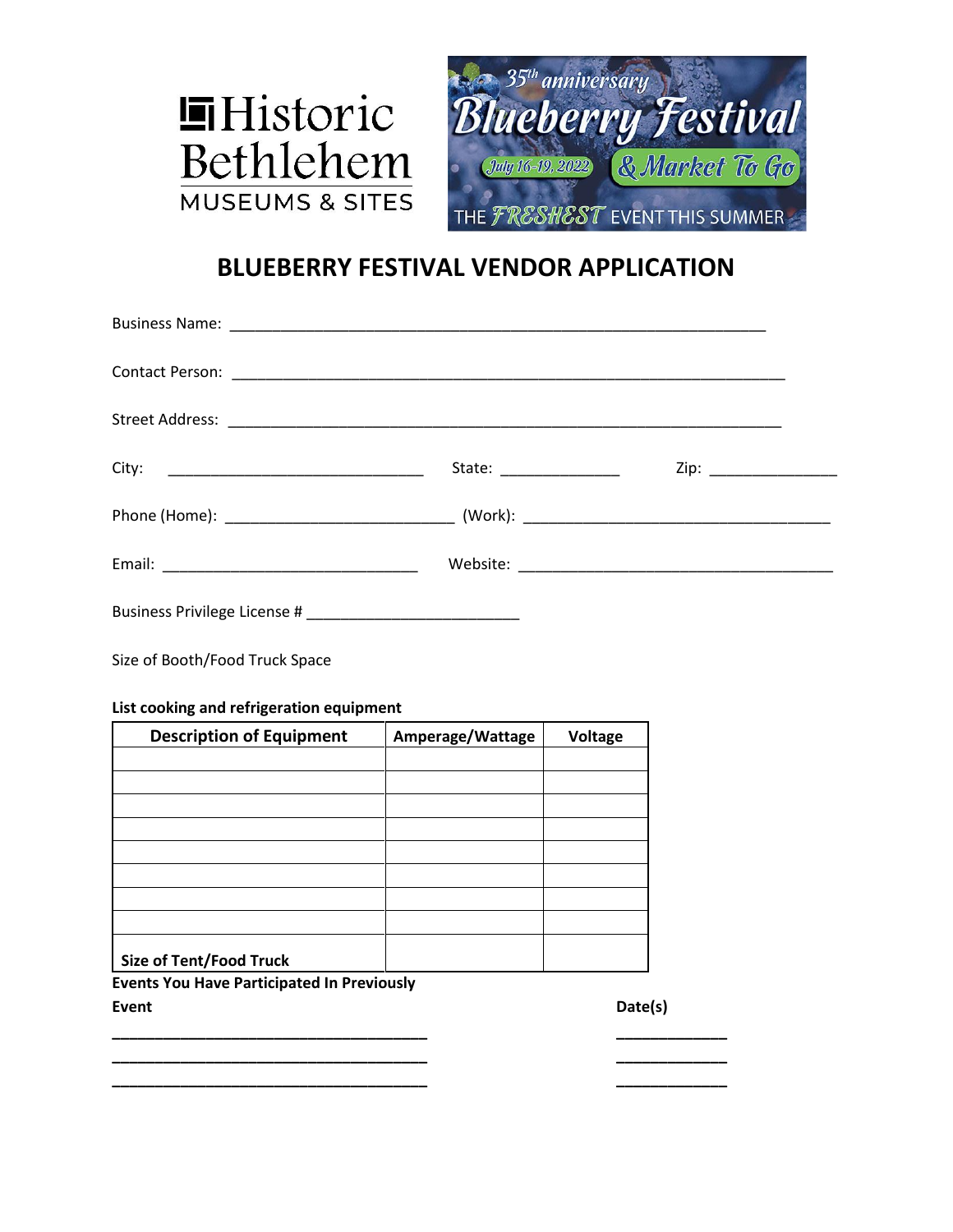Historic Bethlehem MUSEUMS & SITES

35th anniversary Blueberry Festival July 16-19, 2022 & Market To Go THE FRESHEST EVENT THIS SUMMER

# BLUEBERRY FESTIVAL VENDOR APPLICATION

Business Name: ___________________________________________________________________

Contact Person: ____________________________________________________________________

Street Address: ____________________________________________________________________

City: _______________________________ State: ______________ Zip: _______________

Phone (Home): ___________________________ (Work): ____________________________________

Email: ______________________________ Website: _____________________________________

Business Privilege License # _________________________

Size of Booth/Food Truck Space

**List cooking and refrigeration equipment**

| Description of Equipment | Amperage/Wattage | Voltage |
|---|---|---|
| | | |
| | | |
| | | |
| | | |
| | | |
| | | |
| | | |
| | | |
| **Size of Tent/Food Truck** | | |

**Events You Have Participated In Previously**

| **Event** | **Date(s)** |
|---|---|
| _____________________________________ | _____________ |
| _____________________________________ | _____________ |
| _____________________________________ | _____________ |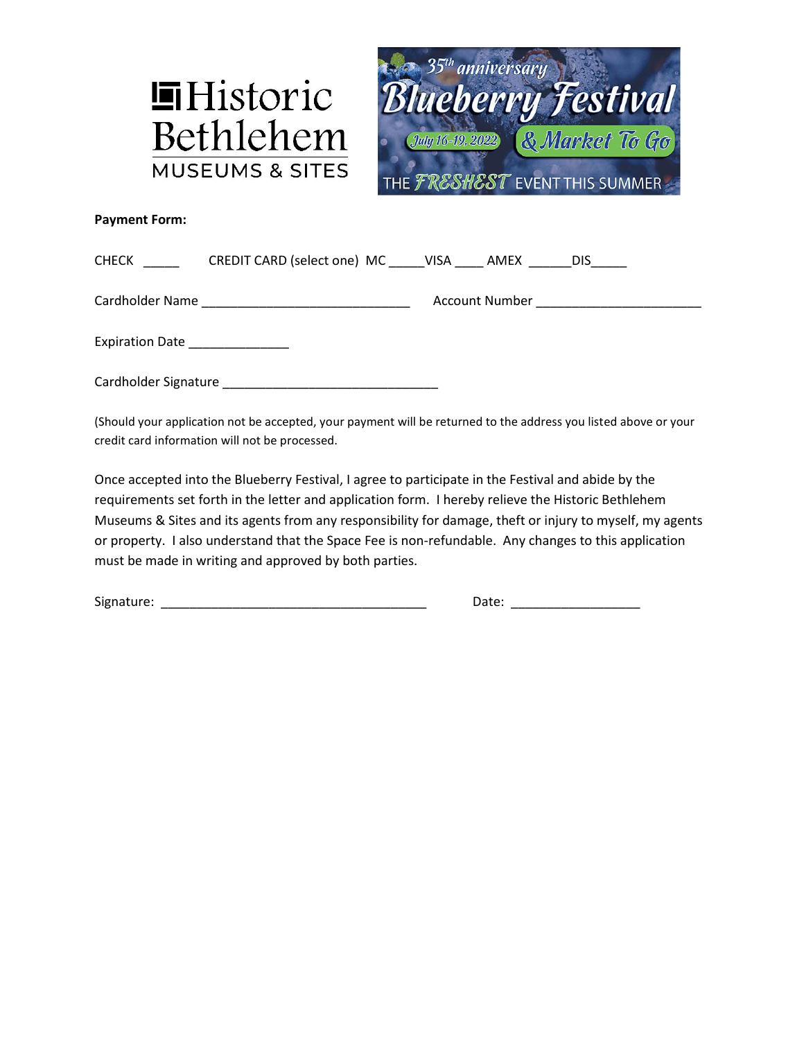Historic Bethlehem MUSEUMS & SITES

35th anniversary Blueberry Festival July 16-19, 2022 & Market To Go THE FRESHEST EVENT THIS SUMMER

**Payment Form:**

CHECK _____ CREDIT CARD (select one) MC _____VISA ____ AMEX ______DIS_____

Cardholder Name _____________________________ Account Number _______________________

Expiration Date ______________

Cardholder Signature ______________________________

(Should your application not be accepted, your payment will be returned to the address you listed above or your credit card information will not be processed.

Once accepted into the Blueberry Festival, I agree to participate in the Festival and abide by the requirements set forth in the letter and application form. I hereby relieve the Historic Bethlehem Museums & Sites and its agents from any responsibility for damage, theft or injury to myself, my agents or property. I also understand that the Space Fee is non-refundable. Any changes to this application must be made in writing and approved by both parties.

Signature: _____________________________________ Date: __________________